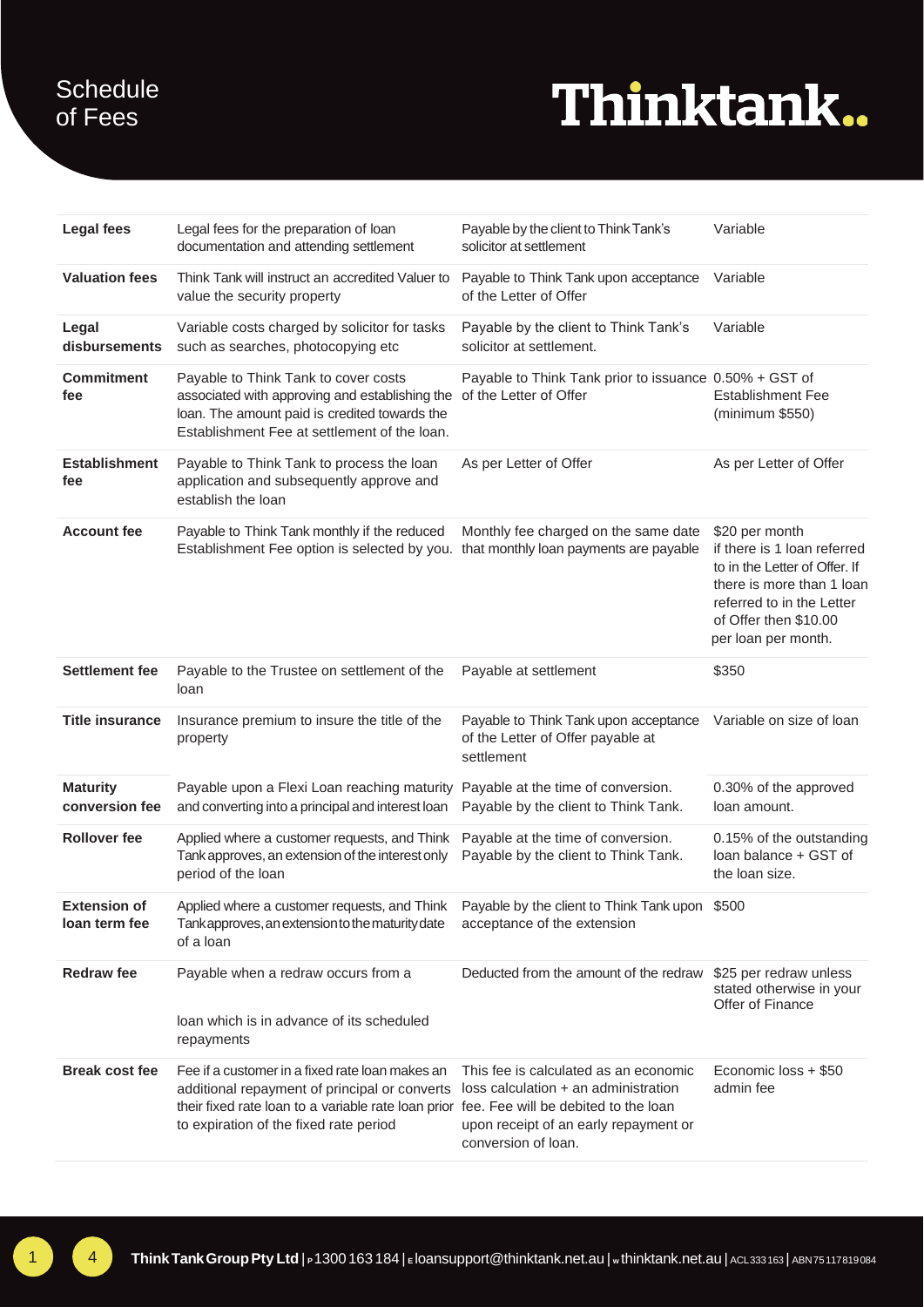# Schedule of Fees

**Thinktank**

| | | | |
|---|---|---|---|
| **Legal fees** | Legal fees for the preparation of loan documentation and attending settlement | Payable by the client to Think Tank's solicitor at settlement | Variable |
| **Valuation fees** | Think Tank will instruct an accredited Valuer to value the security property | Payable to Think Tank upon acceptance of the Letter of Offer | Variable |
| **Legal disbursements** | Variable costs charged by solicitor for tasks such as searches, photocopying etc | Payable by the client to Think Tank's solicitor at settlement. | Variable |
| **Commitment fee** | Payable to Think Tank to cover costs associated with approving and establishing the loan. The amount paid is credited towards the Establishment Fee at settlement of the loan. | Payable to Think Tank prior to issuance of the Letter of Offer | 0.50% + GST of Establishment Fee (minimum $550) |
| **Establishment fee** | Payable to Think Tank to process the loan application and subsequently approve and establish the loan | As per Letter of Offer | As per Letter of Offer |
| **Account fee** | Payable to Think Tank monthly if the reduced Establishment Fee option is selected by you. | Monthly fee charged on the same date that monthly loan payments are payable | $20 per month if there is 1 loan referred to in the Letter of Offer. If there is more than 1 loan referred to in the Letter of Offer then $10.00 per loan per month. |
| **Settlement fee** | Payable to the Trustee on settlement of the loan | Payable at settlement | $350 |
| **Title insurance** | Insurance premium to insure the title of the property | Payable to Think Tank upon acceptance of the Letter of Offer payable at settlement | Variable on size of loan |
| **Maturity conversion fee** | Payable upon a Flexi Loan reaching maturity and converting into a principal and interest loan | Payable at the time of conversion. Payable by the client to Think Tank. | 0.30% of the approved loan amount. |
| **Rollover fee** | Applied where a customer requests, and Think Tank approves, an extension of the interest only period of the loan | Payable at the time of conversion. Payable by the client to Think Tank. | 0.15% of the outstanding loan balance + GST of the loan size. |
| **Extension of loan term fee** | Applied where a customer requests, and Think Tank approves, an extension to the maturity date of a loan | Payable by the client to Think Tank upon acceptance of the extension | $500 |
| **Redraw fee** | Payable when a redraw occurs from a loan which is in advance of its scheduled repayments | Deducted from the amount of the redraw | $25 per redraw unless stated otherwise in your Offer of Finance |
| **Break cost fee** | Fee if a customer in a fixed rate loan makes an additional repayment of principal or converts their fixed rate loan to a variable rate loan prior to expiration of the fixed rate period | This fee is calculated as an economic loss calculation + an administration fee. Fee will be debited to the loan upon receipt of an early repayment or conversion of loan. | Economic loss + $50 admin fee |

**Think Tank Group Pty Ltd** | P 1300 163 184 | E loansupport@thinktank.net.au | W thinktank.net.au | ACL 333163 | ABN 75 117 819 084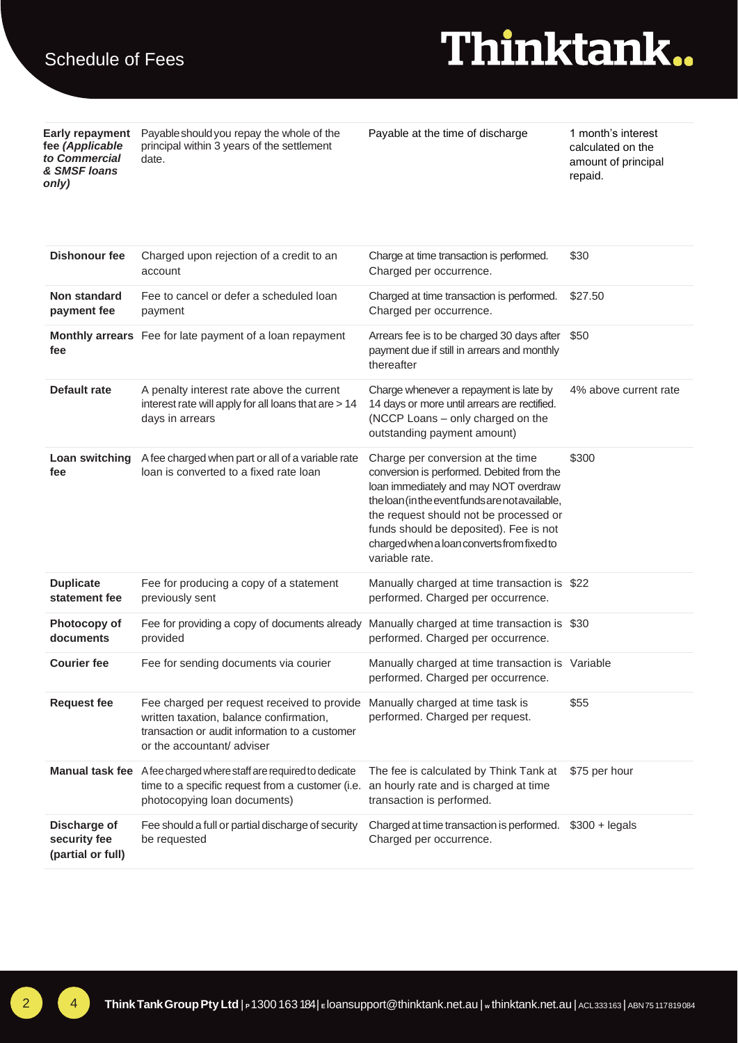# Schedule of Fees

| | | | |
|---|---|---|---|
| **Early repayment fee *(Applicable to Commercial & SMSF loans only)*** | Payable should you repay the whole of the principal within 3 years of the settlement date. | Payable at the time of discharge | 1 month's interest calculated on the amount of principal repaid. |
| **Dishonour fee** | Charged upon rejection of a credit to an account | Charge at time transaction is performed. Charged per occurrence. | $30 |
| **Non standard payment fee** | Fee to cancel or defer a scheduled loan payment | Charged at time transaction is performed. Charged per occurrence. | $27.50 |
| **Monthly arrears fee** | Fee for late payment of a loan repayment | Arrears fee is to be charged 30 days after payment due if still in arrears and monthly thereafter | $50 |
| **Default rate** | A penalty interest rate above the current interest rate will apply for all loans that are > 14 days in arrears | Charge whenever a repayment is late by 14 days or more until arrears are rectified. (NCCP Loans – only charged on the outstanding payment amount) | 4% above current rate |
| **Loan switching fee** | A fee charged when part or all of a variable rate loan is converted to a fixed rate loan | Charge per conversion at the time conversion is performed. Debited from the loan immediately and may NOT overdraw the loan (in the event funds are not available, the request should not be processed or funds should be deposited). Fee is not charged when a loan converts from fixed to variable rate. | $300 |
| **Duplicate statement fee** | Fee for producing a copy of a statement previously sent | Manually charged at time transaction is performed. Charged per occurrence. | $22 |
| **Photocopy of documents** | Fee for providing a copy of documents already provided | Manually charged at time transaction is performed. Charged per occurrence. | $30 |
| **Courier fee** | Fee for sending documents via courier | Manually charged at time transaction is performed. Charged per occurrence. | Variable |
| **Request fee** | Fee charged per request received to provide written taxation, balance confirmation, transaction or audit information to a customer or the accountant/ adviser | Manually charged at time task is performed. Charged per request. | $55 |
| **Manual task fee** | A fee charged where staff are required to dedicate time to a specific request from a customer (i.e. photocopying loan documents) | The fee is calculated by Think Tank at an hourly rate and is charged at time transaction is performed. | $75 per hour |
| **Discharge of security fee (partial or full)** | Fee should a full or partial discharge of security be requested | Charged at time transaction is performed. Charged per occurrence. | $300 + legals |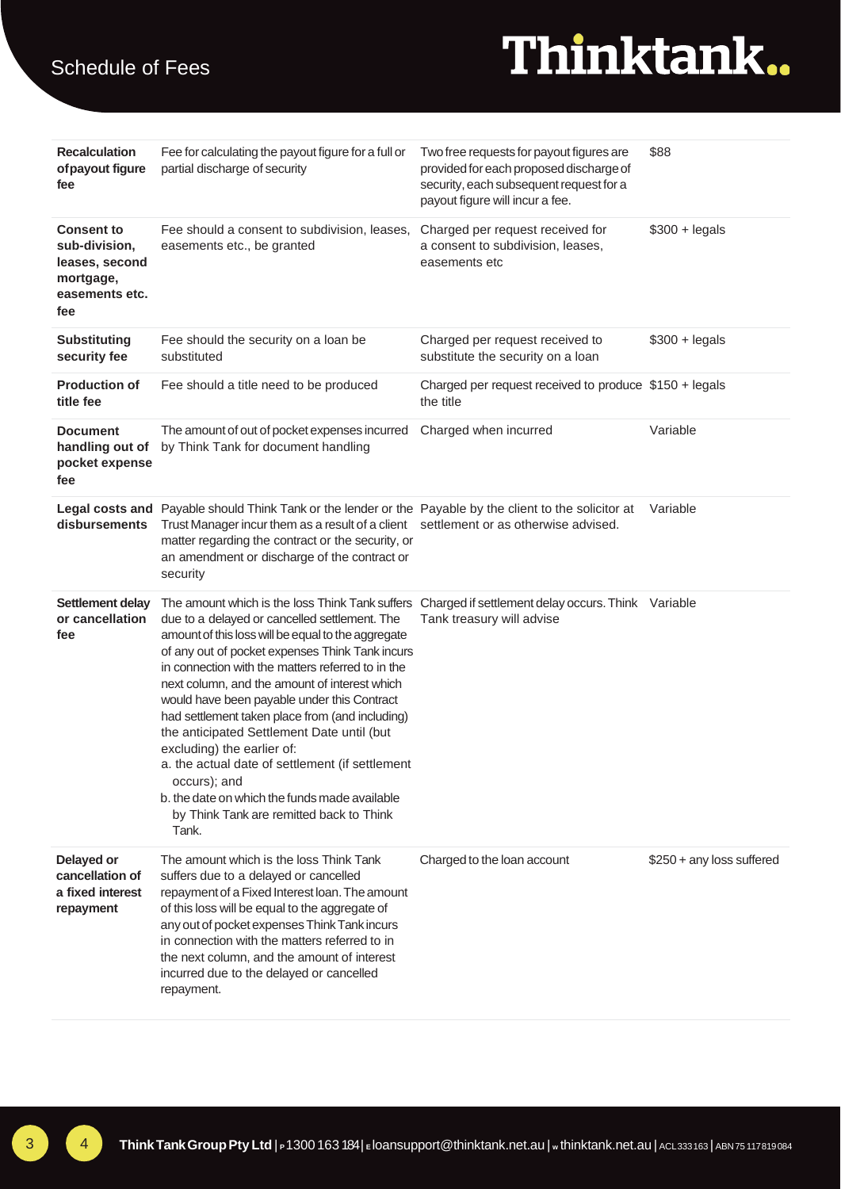# Schedule of Fees

| | | | |
|---|---|---|---|
| **Recalculation of payout figure fee** | Fee for calculating the payout figure for a full or partial discharge of security | Two free requests for payout figures are provided for each proposed discharge of security, each subsequent request for a payout figure will incur a fee. | $88 |
| **Consent to sub-division, leases, second mortgage, easements etc. fee** | Fee should a consent to subdivision, leases, easements etc., be granted | Charged per request received for a consent to subdivision, leases, easements etc | $300 + legals |
| **Substituting security fee** | Fee should the security on a loan be substituted | Charged per request received to substitute the security on a loan | $300 + legals |
| **Production of title fee** | Fee should a title need to be produced | Charged per request received to produce the title | $150 + legals |
| **Document handling out of pocket expense fee** | The amount of out of pocket expenses incurred by Think Tank for document handling | Charged when incurred | Variable |
| **Legal costs and disbursements** | Payable should Think Tank or the lender or the Trust Manager incur them as a result of a client matter regarding the contract or the security, or an amendment or discharge of the contract or security | Payable by the client to the solicitor at settlement or as otherwise advised. | Variable |
| **Settlement delay or cancellation fee** | The amount which is the loss Think Tank suffers due to a delayed or cancelled settlement. The amount of this loss will be equal to the aggregate of any out of pocket expenses Think Tank incurs in connection with the matters referred to in the next column, and the amount of interest which would have been payable under this Contract had settlement taken place from (and including) the anticipated Settlement Date until (but excluding) the earlier of:<br>a. the actual date of settlement (if settlement occurs); and<br>b. the date on which the funds made available by Think Tank are remitted back to Think Tank. | Charged if settlement delay occurs. Think Tank treasury will advise | Variable |
| **Delayed or cancellation of a fixed interest repayment** | The amount which is the loss Think Tank suffers due to a delayed or cancelled repayment of a Fixed Interest loan. The amount of this loss will be equal to the aggregate of any out of pocket expenses Think Tank incurs in connection with the matters referred to in the next column, and the amount of interest incurred due to the delayed or cancelled repayment. | Charged to the loan account | $250 + any loss suffered |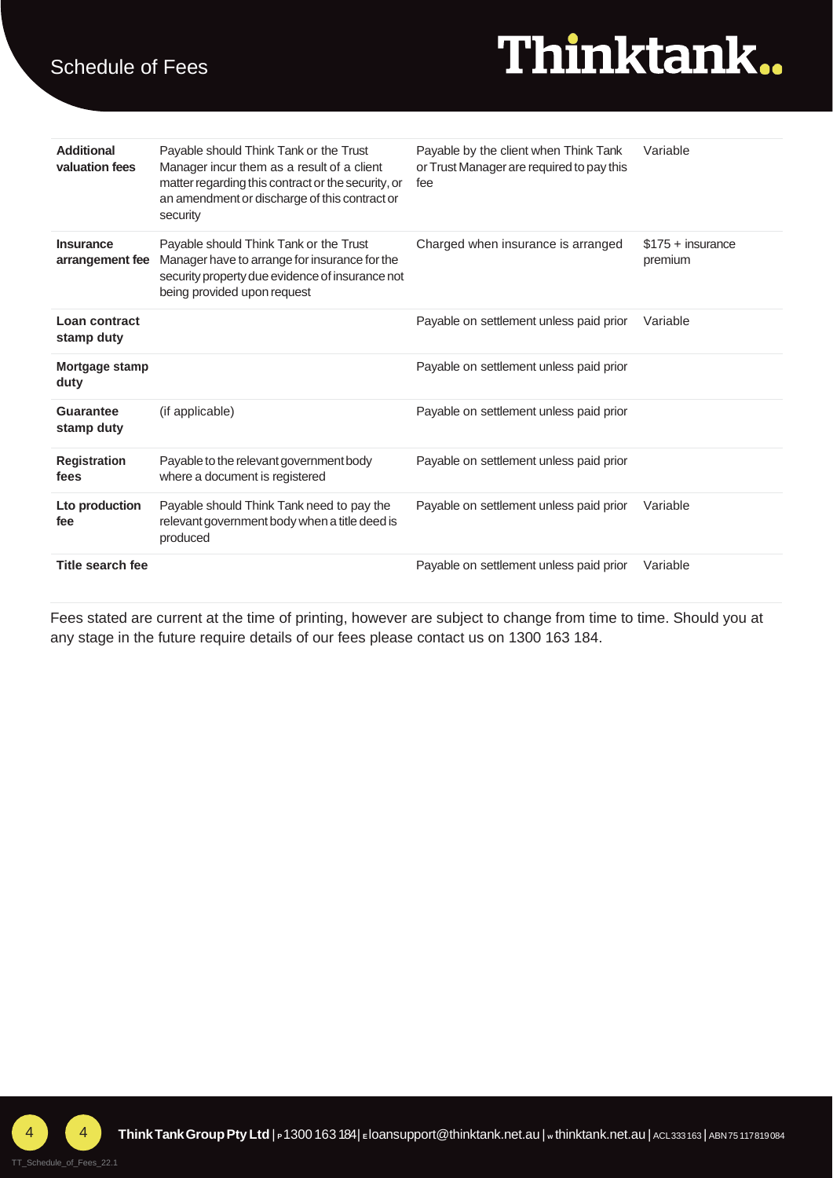| | | | |
|---|---|---|---|
| **Additional valuation fees** | Payable should Think Tank or the Trust Manager incur them as a result of a client matter regarding this contract or the security, or an amendment or discharge of this contract or security | Payable by the client when Think Tank or Trust Manager are required to pay this fee | Variable |
| **Insurance arrangement fee** | Payable should Think Tank or the Trust Manager have to arrange for insurance for the security property due evidence of insurance not being provided upon request | Charged when insurance is arranged | $175 + insurance premium |
| **Loan contract stamp duty** | | Payable on settlement unless paid prior | Variable |
| **Mortgage stamp duty** | | Payable on settlement unless paid prior | |
| **Guarantee stamp duty** | (if applicable) | Payable on settlement unless paid prior | |
| **Registration fees** | Payable to the relevant government body where a document is registered | Payable on settlement unless paid prior | |
| **Lto production fee** | Payable should Think Tank need to pay the relevant government body when a title deed is produced | Payable on settlement unless paid prior | Variable |
| **Title search fee** | | Payable on settlement unless paid prior | Variable |

Fees stated are current at the time of printing, however are subject to change from time to time. Should you at any stage in the future require details of our fees please contact us on 1300 163 184.